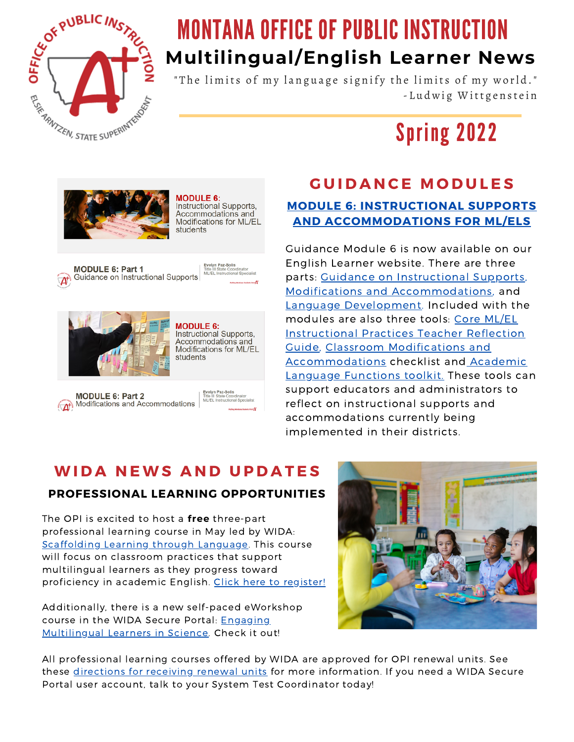# MONTANA OFFICE OF PUBLIC INSTRUCTION

## Multilingual/English Learner News

"The limits of my language signify the limits of my world."
-Ludwig Wittgenstein

**Spring 2022**

## GUIDANCE MODULES

### MODULE 6: INSTRUCTIONAL SUPPORTS AND ACCOMMODATIONS FOR ML/ELS

Guidance Module 6 is now available on our English Learner website. There are three parts: Guidance on Instructional Supports, Modifications and Accommodations, and Language Development. Included with the modules are also three tools: Core ML/EL Instructional Practices Teacher Reflection Guide, Classroom Modifications and Accommodations checklist and Academic Language Functions toolkit. These tools can support educators and administrators to reflect on instructional supports and accommodations currently being implemented in their districts.

## WIDA NEWS AND UPDATES

### PROFESSIONAL LEARNING OPPORTUNITIES

The OPI is excited to host a **free** three-part professional learning course in May led by WIDA: Scaffolding Learning through Language. This course will focus on classroom practices that support multilingual learners as they progress toward proficiency in academic English. Click here to register!

Additionally, there is a new self-paced eWorkshop course in the WIDA Secure Portal: Engaging Multilingual Learners in Science. Check it out!

All professional learning courses offered by WIDA are approved for OPI renewal units. See these directions for receiving renewal units for more information. If you need a WIDA Secure Portal user account, talk to your System Test Coordinator today!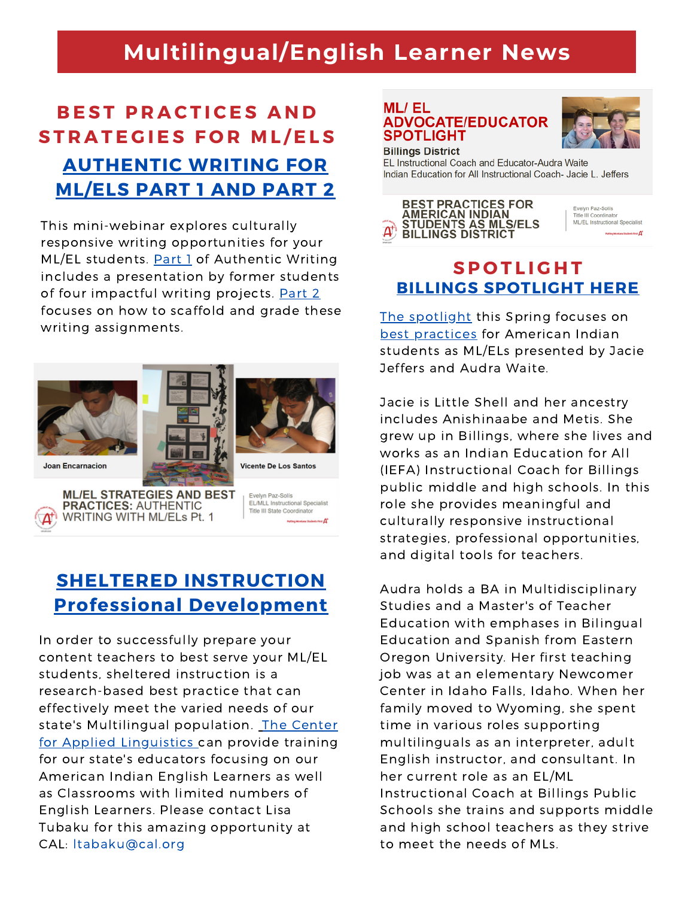# Multilingual/English Learner News

## BEST PRACTICES AND STRATEGIES FOR ML/ELS

### AUTHENTIC WRITING FOR ML/ELS PART 1 AND PART 2

This mini-webinar explores culturally responsive writing opportunities for your ML/EL students. Part 1 of Authentic Writing includes a presentation by former students of four impactful writing projects. Part 2 focuses on how to scaffold and grade these writing assignments.

Joan Encarnacion

Vicente De Los Santos

ML/EL STRATEGIES AND BEST PRACTICES: AUTHENTIC WRITING WITH ML/ELs Pt. 1

Evelyn Paz-Solis
EL/MLL Instructional Specialist
Title III State Coordinator

### SHELTERED INSTRUCTION Professional Development

In order to successfully prepare your content teachers to best serve your ML/EL students, sheltered instruction is a research-based best practice that can effectively meet the varied needs of our state's Multilingual population. The Center for Applied Linguistics can provide training for our state's educators focusing on our American Indian English Learners as well as Classrooms with limited numbers of English Learners. Please contact Lisa Tubaku for this amazing opportunity at CAL: ltabaku@cal.org

## ML/ EL ADVOCATE/EDUCATOR SPOTLIGHT

**Billings District**
EL Instructional Coach and Educator-Audra Waite
Indian Education for All Instructional Coach- Jacie L. Jeffers

BEST PRACTICES FOR AMERICAN INDIAN STUDENTS AS MLS/ELS BILLINGS DISTRICT

Evelyn Paz-Solis
Title III Coordinator
ML/EL Instructional Specialist

## SPOTLIGHT

### BILLINGS SPOTLIGHT HERE

The spotlight this Spring focuses on best practices for American Indian students as ML/ELs presented by Jacie Jeffers and Audra Waite.

Jacie is Little Shell and her ancestry includes Anishinaabe and Metis. She grew up in Billings, where she lives and works as an Indian Education for All (IEFA) Instructional Coach for Billings public middle and high schools. In this role she provides meaningful and culturally responsive instructional strategies, professional opportunities, and digital tools for teachers.

Audra holds a BA in Multidisciplinary Studies and a Master's of Teacher Education with emphases in Bilingual Education and Spanish from Eastern Oregon University. Her first teaching job was at an elementary Newcomer Center in Idaho Falls, Idaho. When her family moved to Wyoming, she spent time in various roles supporting multilinguals as an interpreter, adult English instructor, and consultant. In her current role as an EL/ML Instructional Coach at Billings Public Schools she trains and supports middle and high school teachers as they strive to meet the needs of MLs.